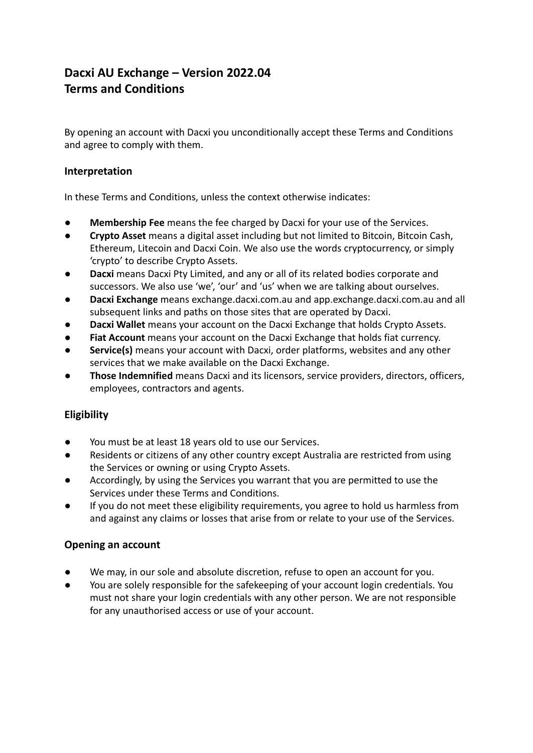# Dacxi AU Exchange – Version 2022.04
# Terms and Conditions

By opening an account with Dacxi you unconditionally accept these Terms and Conditions and agree to comply with them.

## Interpretation

In these Terms and Conditions, unless the context otherwise indicates:

- **Membership Fee** means the fee charged by Dacxi for your use of the Services.
- **Crypto Asset** means a digital asset including but not limited to Bitcoin, Bitcoin Cash, Ethereum, Litecoin and Dacxi Coin. We also use the words cryptocurrency, or simply 'crypto' to describe Crypto Assets.
- **Dacxi** means Dacxi Pty Limited, and any or all of its related bodies corporate and successors. We also use 'we', 'our' and 'us' when we are talking about ourselves.
- **Dacxi Exchange** means exchange.dacxi.com.au and app.exchange.dacxi.com.au and all subsequent links and paths on those sites that are operated by Dacxi.
- **Dacxi Wallet** means your account on the Dacxi Exchange that holds Crypto Assets.
- **Fiat Account** means your account on the Dacxi Exchange that holds fiat currency.
- **Service(s)** means your account with Dacxi, order platforms, websites and any other services that we make available on the Dacxi Exchange.
- **Those Indemnified** means Dacxi and its licensors, service providers, directors, officers, employees, contractors and agents.

## Eligibility

- You must be at least 18 years old to use our Services.
- Residents or citizens of any other country except Australia are restricted from using the Services or owning or using Crypto Assets.
- Accordingly, by using the Services you warrant that you are permitted to use the Services under these Terms and Conditions.
- If you do not meet these eligibility requirements, you agree to hold us harmless from and against any claims or losses that arise from or relate to your use of the Services.

## Opening an account

- We may, in our sole and absolute discretion, refuse to open an account for you.
- You are solely responsible for the safekeeping of your account login credentials. You must not share your login credentials with any other person. We are not responsible for any unauthorised access or use of your account.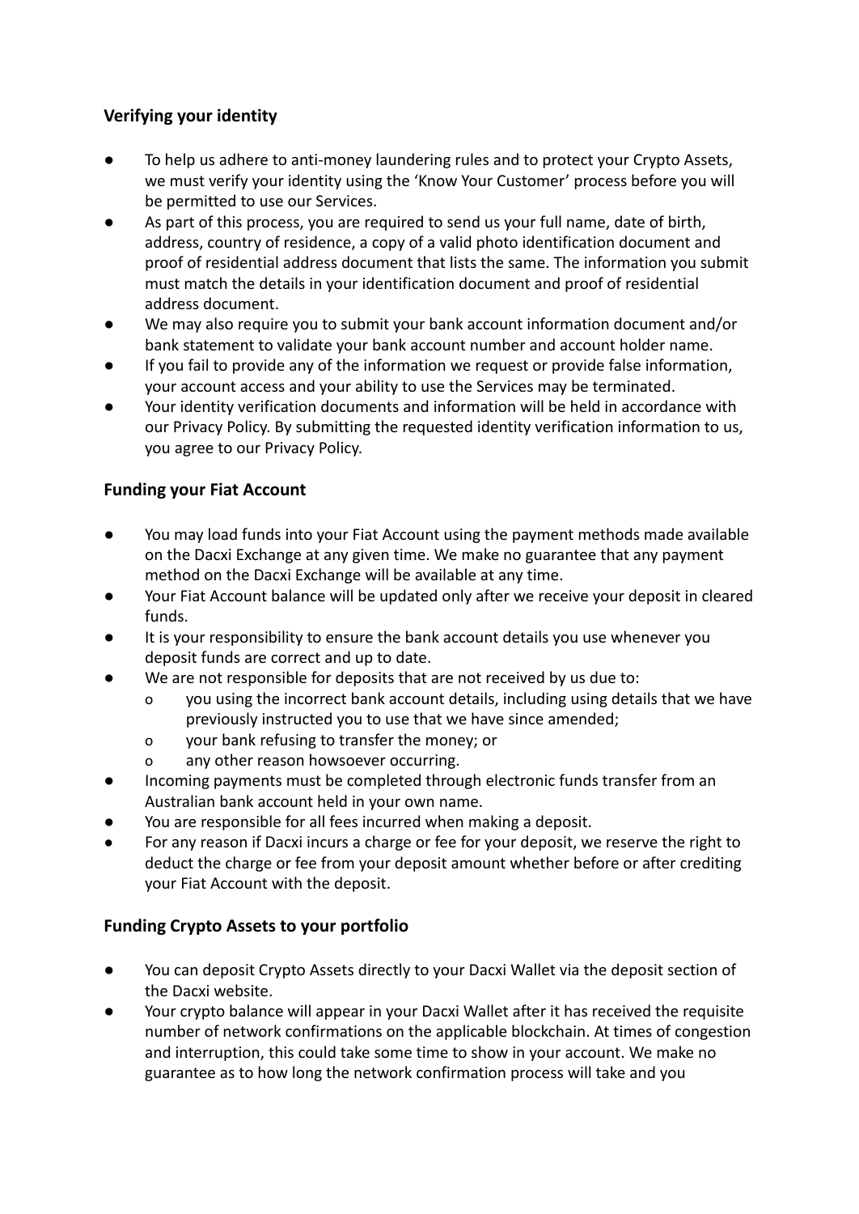## Verifying your identity

- To help us adhere to anti-money laundering rules and to protect your Crypto Assets, we must verify your identity using the 'Know Your Customer' process before you will be permitted to use our Services.
- As part of this process, you are required to send us your full name, date of birth, address, country of residence, a copy of a valid photo identification document and proof of residential address document that lists the same. The information you submit must match the details in your identification document and proof of residential address document.
- We may also require you to submit your bank account information document and/or bank statement to validate your bank account number and account holder name.
- If you fail to provide any of the information we request or provide false information, your account access and your ability to use the Services may be terminated.
- Your identity verification documents and information will be held in accordance with our Privacy Policy. By submitting the requested identity verification information to us, you agree to our Privacy Policy.

## Funding your Fiat Account

- You may load funds into your Fiat Account using the payment methods made available on the Dacxi Exchange at any given time. We make no guarantee that any payment method on the Dacxi Exchange will be available at any time.
- Your Fiat Account balance will be updated only after we receive your deposit in cleared funds.
- It is your responsibility to ensure the bank account details you use whenever you deposit funds are correct and up to date.
- We are not responsible for deposits that are not received by us due to:
  - you using the incorrect bank account details, including using details that we have previously instructed you to use that we have since amended;
  - your bank refusing to transfer the money; or
  - any other reason howsoever occurring.
- Incoming payments must be completed through electronic funds transfer from an Australian bank account held in your own name.
- You are responsible for all fees incurred when making a deposit.
- For any reason if Dacxi incurs a charge or fee for your deposit, we reserve the right to deduct the charge or fee from your deposit amount whether before or after crediting your Fiat Account with the deposit.

## Funding Crypto Assets to your portfolio

- You can deposit Crypto Assets directly to your Dacxi Wallet via the deposit section of the Dacxi website.
- Your crypto balance will appear in your Dacxi Wallet after it has received the requisite number of network confirmations on the applicable blockchain. At times of congestion and interruption, this could take some time to show in your account. We make no guarantee as to how long the network confirmation process will take and you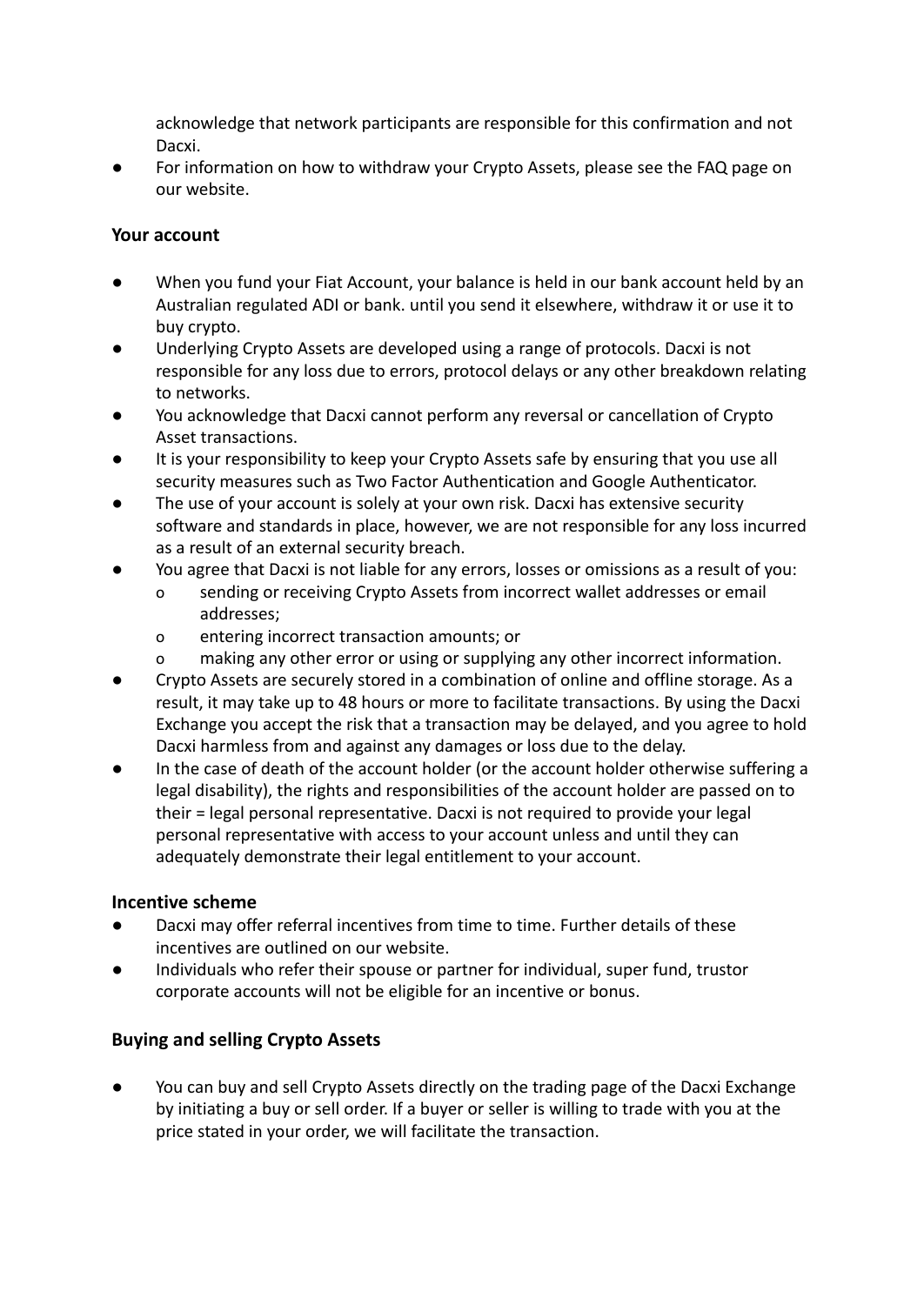acknowledge that network participants are responsible for this confirmation and not Dacxi.

- For information on how to withdraw your Crypto Assets, please see the FAQ page on our website.

### Your account

- When you fund your Fiat Account, your balance is held in our bank account held by an Australian regulated ADI or bank. until you send it elsewhere, withdraw it or use it to buy crypto.
- Underlying Crypto Assets are developed using a range of protocols. Dacxi is not responsible for any loss due to errors, protocol delays or any other breakdown relating to networks.
- You acknowledge that Dacxi cannot perform any reversal or cancellation of Crypto Asset transactions.
- It is your responsibility to keep your Crypto Assets safe by ensuring that you use all security measures such as Two Factor Authentication and Google Authenticator.
- The use of your account is solely at your own risk. Dacxi has extensive security software and standards in place, however, we are not responsible for any loss incurred as a result of an external security breach.
- You agree that Dacxi is not liable for any errors, losses or omissions as a result of you:
    - sending or receiving Crypto Assets from incorrect wallet addresses or email addresses;
    - entering incorrect transaction amounts; or
    - making any other error or using or supplying any other incorrect information.
- Crypto Assets are securely stored in a combination of online and offline storage. As a result, it may take up to 48 hours or more to facilitate transactions. By using the Dacxi Exchange you accept the risk that a transaction may be delayed, and you agree to hold Dacxi harmless from and against any damages or loss due to the delay.
- In the case of death of the account holder (or the account holder otherwise suffering a legal disability), the rights and responsibilities of the account holder are passed on to their = legal personal representative. Dacxi is not required to provide your legal personal representative with access to your account unless and until they can adequately demonstrate their legal entitlement to your account.

### Incentive scheme

- Dacxi may offer referral incentives from time to time. Further details of these incentives are outlined on our website.
- Individuals who refer their spouse or partner for individual, super fund, trustor corporate accounts will not be eligible for an incentive or bonus.

### Buying and selling Crypto Assets

- You can buy and sell Crypto Assets directly on the trading page of the Dacxi Exchange by initiating a buy or sell order. If a buyer or seller is willing to trade with you at the price stated in your order, we will facilitate the transaction.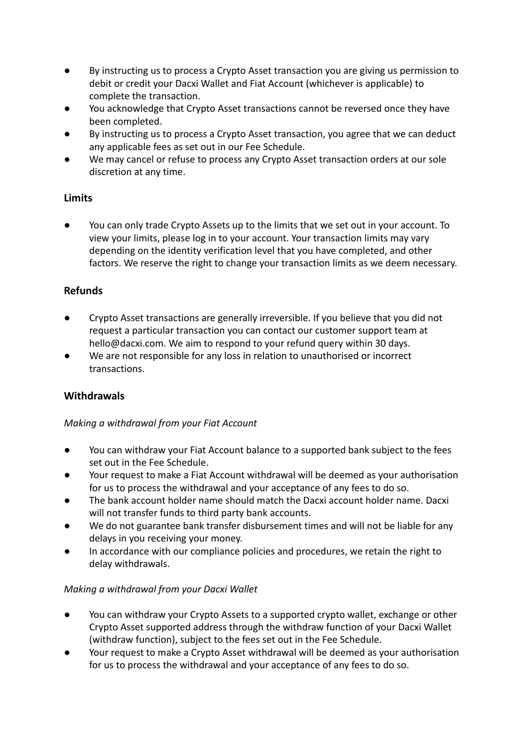- By instructing us to process a Crypto Asset transaction you are giving us permission to debit or credit your Dacxi Wallet and Fiat Account (whichever is applicable) to complete the transaction.
- You acknowledge that Crypto Asset transactions cannot be reversed once they have been completed.
- By instructing us to process a Crypto Asset transaction, you agree that we can deduct any applicable fees as set out in our Fee Schedule.
- We may cancel or refuse to process any Crypto Asset transaction orders at our sole discretion at any time.

## Limits

- You can only trade Crypto Assets up to the limits that we set out in your account. To view your limits, please log in to your account. Your transaction limits may vary depending on the identity verification level that you have completed, and other factors. We reserve the right to change your transaction limits as we deem necessary.

## Refunds

- Crypto Asset transactions are generally irreversible. If you believe that you did not request a particular transaction you can contact our customer support team at hello@dacxi.com. We aim to respond to your refund query within 30 days.
- We are not responsible for any loss in relation to unauthorised or incorrect transactions.

## Withdrawals

*Making a withdrawal from your Fiat Account*

- You can withdraw your Fiat Account balance to a supported bank subject to the fees set out in the Fee Schedule.
- Your request to make a Fiat Account withdrawal will be deemed as your authorisation for us to process the withdrawal and your acceptance of any fees to do so.
- The bank account holder name should match the Dacxi account holder name. Dacxi will not transfer funds to third party bank accounts.
- We do not guarantee bank transfer disbursement times and will not be liable for any delays in you receiving your money.
- In accordance with our compliance policies and procedures, we retain the right to delay withdrawals.

*Making a withdrawal from your Dacxi Wallet*

- You can withdraw your Crypto Assets to a supported crypto wallet, exchange or other Crypto Asset supported address through the withdraw function of your Dacxi Wallet (withdraw function), subject to the fees set out in the Fee Schedule.
- Your request to make a Crypto Asset withdrawal will be deemed as your authorisation for us to process the withdrawal and your acceptance of any fees to do so.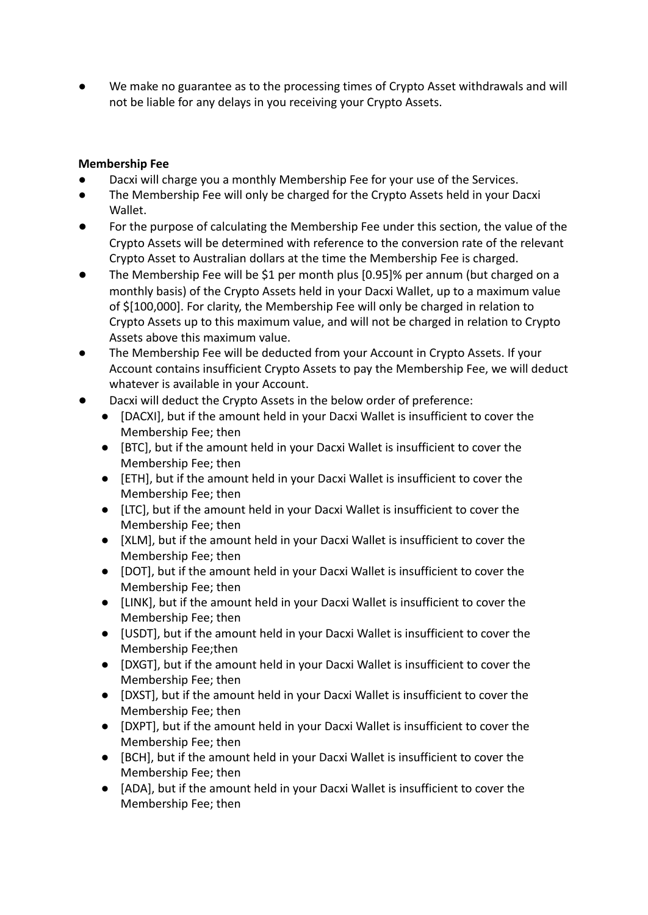- We make no guarantee as to the processing times of Crypto Asset withdrawals and will not be liable for any delays in you receiving your Crypto Assets.

**Membership Fee**

- Dacxi will charge you a monthly Membership Fee for your use of the Services.
- The Membership Fee will only be charged for the Crypto Assets held in your Dacxi Wallet.
- For the purpose of calculating the Membership Fee under this section, the value of the Crypto Assets will be determined with reference to the conversion rate of the relevant Crypto Asset to Australian dollars at the time the Membership Fee is charged.
- The Membership Fee will be $1 per month plus [0.95]% per annum (but charged on a monthly basis) of the Crypto Assets held in your Dacxi Wallet, up to a maximum value of $[100,000]. For clarity, the Membership Fee will only be charged in relation to Crypto Assets up to this maximum value, and will not be charged in relation to Crypto Assets above this maximum value.
- The Membership Fee will be deducted from your Account in Crypto Assets. If your Account contains insufficient Crypto Assets to pay the Membership Fee, we will deduct whatever is available in your Account.
- Dacxi will deduct the Crypto Assets in the below order of preference:
  - [DACXI], but if the amount held in your Dacxi Wallet is insufficient to cover the Membership Fee; then
  - [BTC], but if the amount held in your Dacxi Wallet is insufficient to cover the Membership Fee; then
  - [ETH], but if the amount held in your Dacxi Wallet is insufficient to cover the Membership Fee; then
  - [LTC], but if the amount held in your Dacxi Wallet is insufficient to cover the Membership Fee; then
  - [XLM], but if the amount held in your Dacxi Wallet is insufficient to cover the Membership Fee; then
  - [DOT], but if the amount held in your Dacxi Wallet is insufficient to cover the Membership Fee; then
  - [LINK], but if the amount held in your Dacxi Wallet is insufficient to cover the Membership Fee; then
  - [USDT], but if the amount held in your Dacxi Wallet is insufficient to cover the Membership Fee;then
  - [DXGT], but if the amount held in your Dacxi Wallet is insufficient to cover the Membership Fee; then
  - [DXST], but if the amount held in your Dacxi Wallet is insufficient to cover the Membership Fee; then
  - [DXPT], but if the amount held in your Dacxi Wallet is insufficient to cover the Membership Fee; then
  - [BCH], but if the amount held in your Dacxi Wallet is insufficient to cover the Membership Fee; then
  - [ADA], but if the amount held in your Dacxi Wallet is insufficient to cover the Membership Fee; then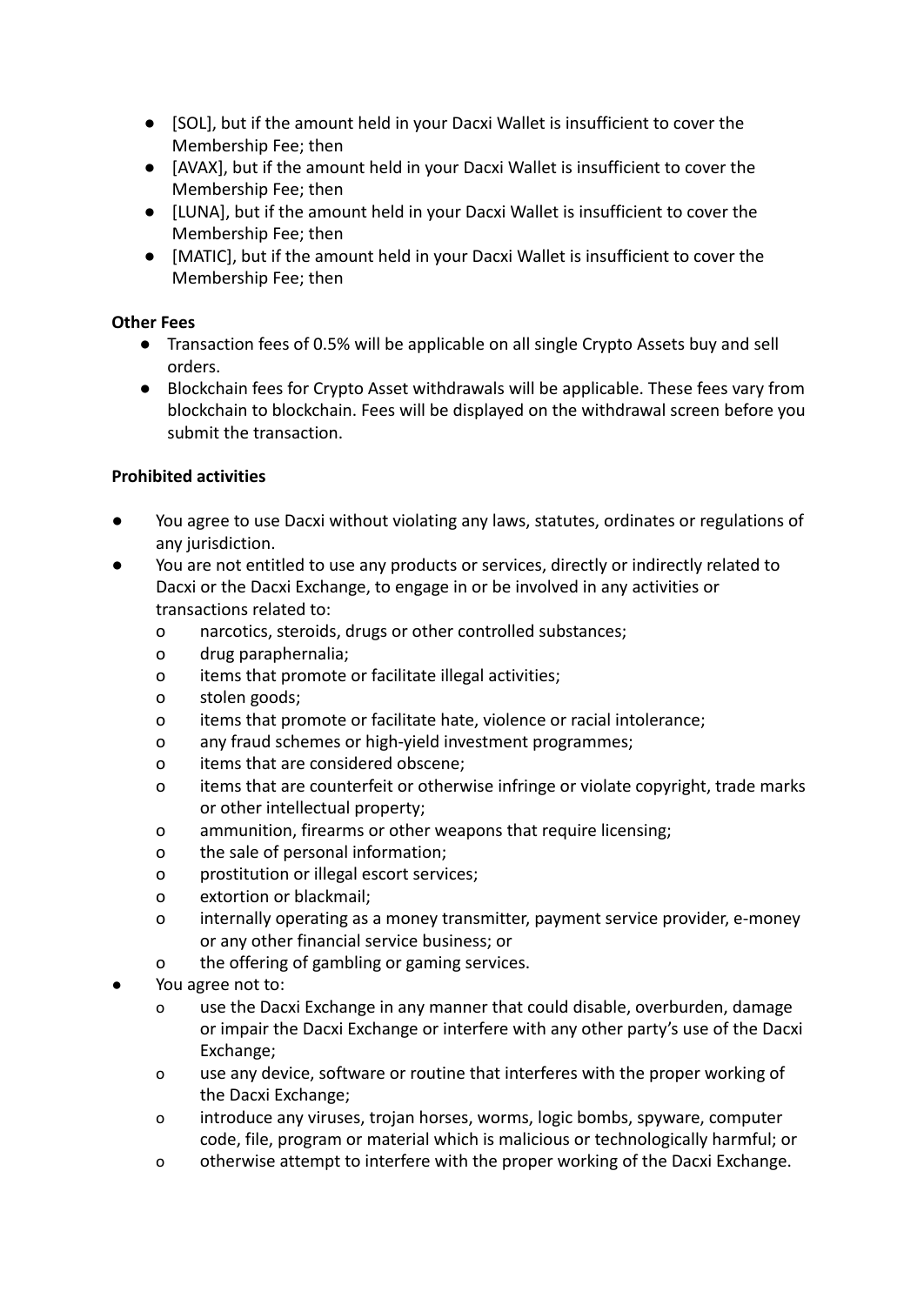- [SOL], but if the amount held in your Dacxi Wallet is insufficient to cover the Membership Fee; then
- [AVAX], but if the amount held in your Dacxi Wallet is insufficient to cover the Membership Fee; then
- [LUNA], but if the amount held in your Dacxi Wallet is insufficient to cover the Membership Fee; then
- [MATIC], but if the amount held in your Dacxi Wallet is insufficient to cover the Membership Fee; then

**Other Fees**

- Transaction fees of 0.5% will be applicable on all single Crypto Assets buy and sell orders.
- Blockchain fees for Crypto Asset withdrawals will be applicable. These fees vary from blockchain to blockchain. Fees will be displayed on the withdrawal screen before you submit the transaction.

**Prohibited activities**

- You agree to use Dacxi without violating any laws, statutes, ordinates or regulations of any jurisdiction.
- You are not entitled to use any products or services, directly or indirectly related to Dacxi or the Dacxi Exchange, to engage in or be involved in any activities or transactions related to:
  - narcotics, steroids, drugs or other controlled substances;
  - drug paraphernalia;
  - items that promote or facilitate illegal activities;
  - stolen goods;
  - items that promote or facilitate hate, violence or racial intolerance;
  - any fraud schemes or high-yield investment programmes;
  - items that are considered obscene;
  - items that are counterfeit or otherwise infringe or violate copyright, trade marks or other intellectual property;
  - ammunition, firearms or other weapons that require licensing;
  - the sale of personal information;
  - prostitution or illegal escort services;
  - extortion or blackmail;
  - internally operating as a money transmitter, payment service provider, e-money or any other financial service business; or
  - the offering of gambling or gaming services.
- You agree not to:
  - use the Dacxi Exchange in any manner that could disable, overburden, damage or impair the Dacxi Exchange or interfere with any other party's use of the Dacxi Exchange;
  - use any device, software or routine that interferes with the proper working of the Dacxi Exchange;
  - introduce any viruses, trojan horses, worms, logic bombs, spyware, computer code, file, program or material which is malicious or technologically harmful; or
  - otherwise attempt to interfere with the proper working of the Dacxi Exchange.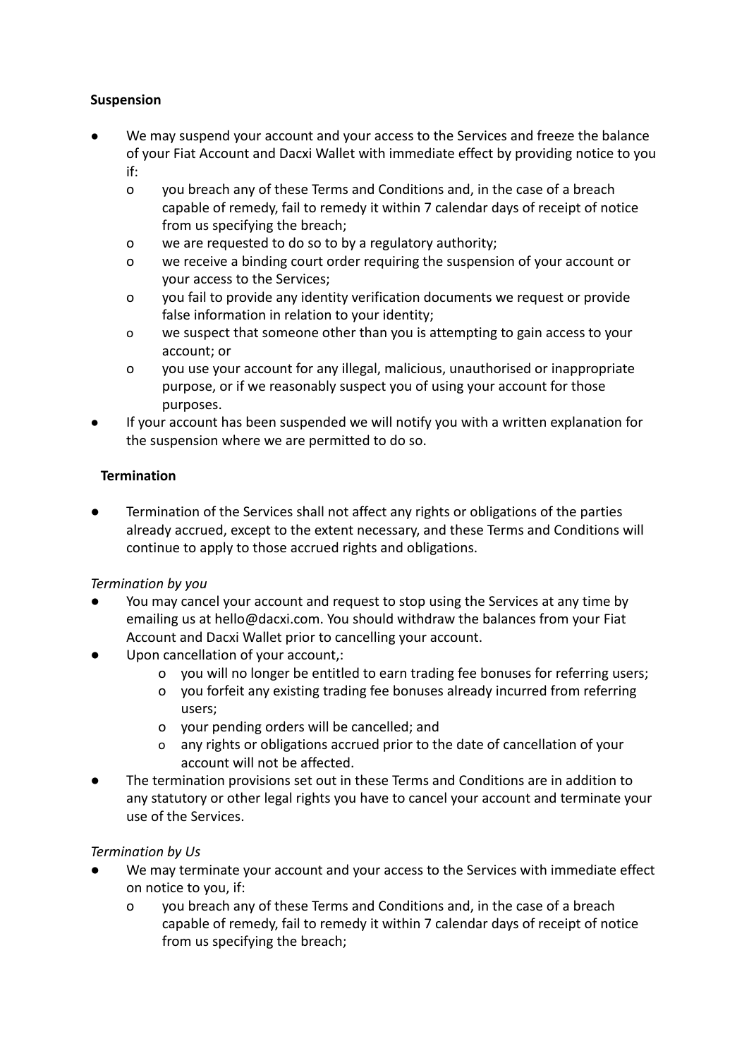**Suspension**

- We may suspend your account and your access to the Services and freeze the balance of your Fiat Account and Dacxi Wallet with immediate effect by providing notice to you if:
  - you breach any of these Terms and Conditions and, in the case of a breach capable of remedy, fail to remedy it within 7 calendar days of receipt of notice from us specifying the breach;
  - we are requested to do so to by a regulatory authority;
  - we receive a binding court order requiring the suspension of your account or your access to the Services;
  - you fail to provide any identity verification documents we request or provide false information in relation to your identity;
  - we suspect that someone other than you is attempting to gain access to your account; or
  - you use your account for any illegal, malicious, unauthorised or inappropriate purpose, or if we reasonably suspect you of using your account for those purposes.
- If your account has been suspended we will notify you with a written explanation for the suspension where we are permitted to do so.

**Termination**

- Termination of the Services shall not affect any rights or obligations of the parties already accrued, except to the extent necessary, and these Terms and Conditions will continue to apply to those accrued rights and obligations.

*Termination by you*

- You may cancel your account and request to stop using the Services at any time by emailing us at hello@dacxi.com. You should withdraw the balances from your Fiat Account and Dacxi Wallet prior to cancelling your account.
- Upon cancellation of your account,:
  - you will no longer be entitled to earn trading fee bonuses for referring users;
  - you forfeit any existing trading fee bonuses already incurred from referring users;
  - your pending orders will be cancelled; and
  - any rights or obligations accrued prior to the date of cancellation of your account will not be affected.
- The termination provisions set out in these Terms and Conditions are in addition to any statutory or other legal rights you have to cancel your account and terminate your use of the Services.

*Termination by Us*

- We may terminate your account and your access to the Services with immediate effect on notice to you, if:
  - you breach any of these Terms and Conditions and, in the case of a breach capable of remedy, fail to remedy it within 7 calendar days of receipt of notice from us specifying the breach;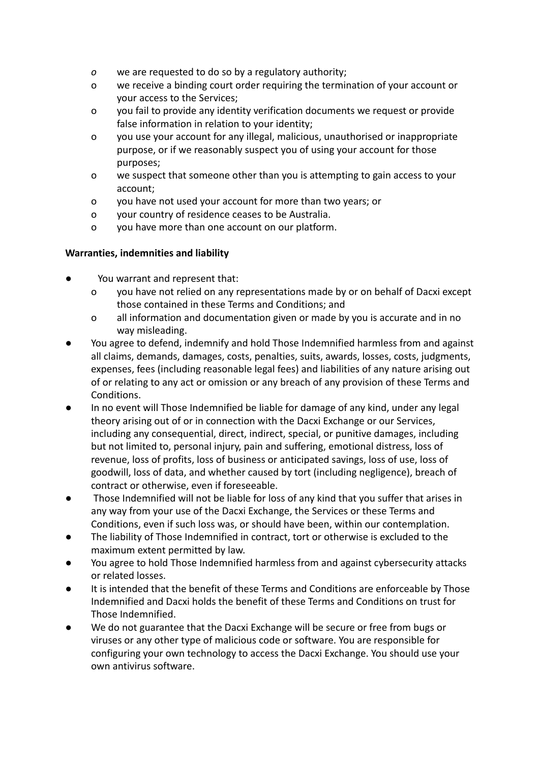- we are requested to do so by a regulatory authority;
- we receive a binding court order requiring the termination of your account or your access to the Services;
- you fail to provide any identity verification documents we request or provide false information in relation to your identity;
- you use your account for any illegal, malicious, unauthorised or inappropriate purpose, or if we reasonably suspect you of using your account for those purposes;
- we suspect that someone other than you is attempting to gain access to your account;
- you have not used your account for more than two years; or
- your country of residence ceases to be Australia.
- you have more than one account on our platform.

**Warranties, indemnities and liability**

- You warrant and represent that:
  - you have not relied on any representations made by or on behalf of Dacxi except those contained in these Terms and Conditions; and
  - all information and documentation given or made by you is accurate and in no way misleading.
- You agree to defend, indemnify and hold Those Indemnified harmless from and against all claims, demands, damages, costs, penalties, suits, awards, losses, costs, judgments, expenses, fees (including reasonable legal fees) and liabilities of any nature arising out of or relating to any act or omission or any breach of any provision of these Terms and Conditions.
- In no event will Those Indemnified be liable for damage of any kind, under any legal theory arising out of or in connection with the Dacxi Exchange or our Services, including any consequential, direct, indirect, special, or punitive damages, including but not limited to, personal injury, pain and suffering, emotional distress, loss of revenue, loss of profits, loss of business or anticipated savings, loss of use, loss of goodwill, loss of data, and whether caused by tort (including negligence), breach of contract or otherwise, even if foreseeable.
- Those Indemnified will not be liable for loss of any kind that you suffer that arises in any way from your use of the Dacxi Exchange, the Services or these Terms and Conditions, even if such loss was, or should have been, within our contemplation.
- The liability of Those Indemnified in contract, tort or otherwise is excluded to the maximum extent permitted by law.
- You agree to hold Those Indemnified harmless from and against cybersecurity attacks or related losses.
- It is intended that the benefit of these Terms and Conditions are enforceable by Those Indemnified and Dacxi holds the benefit of these Terms and Conditions on trust for Those Indemnified.
- We do not guarantee that the Dacxi Exchange will be secure or free from bugs or viruses or any other type of malicious code or software. You are responsible for configuring your own technology to access the Dacxi Exchange. You should use your own antivirus software.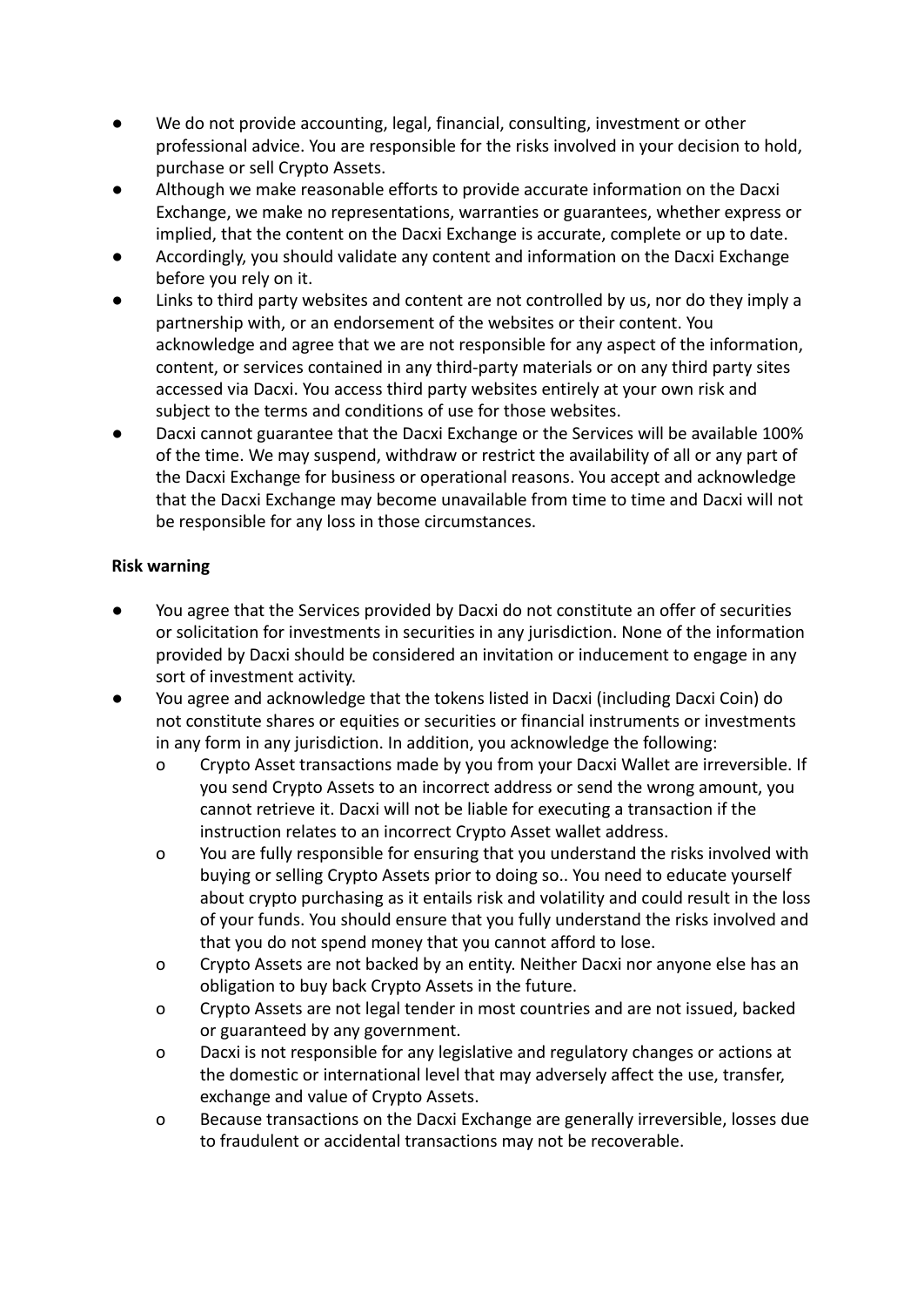- We do not provide accounting, legal, financial, consulting, investment or other professional advice. You are responsible for the risks involved in your decision to hold, purchase or sell Crypto Assets.
- Although we make reasonable efforts to provide accurate information on the Dacxi Exchange, we make no representations, warranties or guarantees, whether express or implied, that the content on the Dacxi Exchange is accurate, complete or up to date.
- Accordingly, you should validate any content and information on the Dacxi Exchange before you rely on it.
- Links to third party websites and content are not controlled by us, nor do they imply a partnership with, or an endorsement of the websites or their content. You acknowledge and agree that we are not responsible for any aspect of the information, content, or services contained in any third-party materials or on any third party sites accessed via Dacxi. You access third party websites entirely at your own risk and subject to the terms and conditions of use for those websites.
- Dacxi cannot guarantee that the Dacxi Exchange or the Services will be available 100% of the time. We may suspend, withdraw or restrict the availability of all or any part of the Dacxi Exchange for business or operational reasons. You accept and acknowledge that the Dacxi Exchange may become unavailable from time to time and Dacxi will not be responsible for any loss in those circumstances.

**Risk warning**

- You agree that the Services provided by Dacxi do not constitute an offer of securities or solicitation for investments in securities in any jurisdiction. None of the information provided by Dacxi should be considered an invitation or inducement to engage in any sort of investment activity.
- You agree and acknowledge that the tokens listed in Dacxi (including Dacxi Coin) do not constitute shares or equities or securities or financial instruments or investments in any form in any jurisdiction. In addition, you acknowledge the following:
  - Crypto Asset transactions made by you from your Dacxi Wallet are irreversible. If you send Crypto Assets to an incorrect address or send the wrong amount, you cannot retrieve it. Dacxi will not be liable for executing a transaction if the instruction relates to an incorrect Crypto Asset wallet address.
  - You are fully responsible for ensuring that you understand the risks involved with buying or selling Crypto Assets prior to doing so.. You need to educate yourself about crypto purchasing as it entails risk and volatility and could result in the loss of your funds. You should ensure that you fully understand the risks involved and that you do not spend money that you cannot afford to lose.
  - Crypto Assets are not backed by an entity. Neither Dacxi nor anyone else has an obligation to buy back Crypto Assets in the future.
  - Crypto Assets are not legal tender in most countries and are not issued, backed or guaranteed by any government.
  - Dacxi is not responsible for any legislative and regulatory changes or actions at the domestic or international level that may adversely affect the use, transfer, exchange and value of Crypto Assets.
  - Because transactions on the Dacxi Exchange are generally irreversible, losses due to fraudulent or accidental transactions may not be recoverable.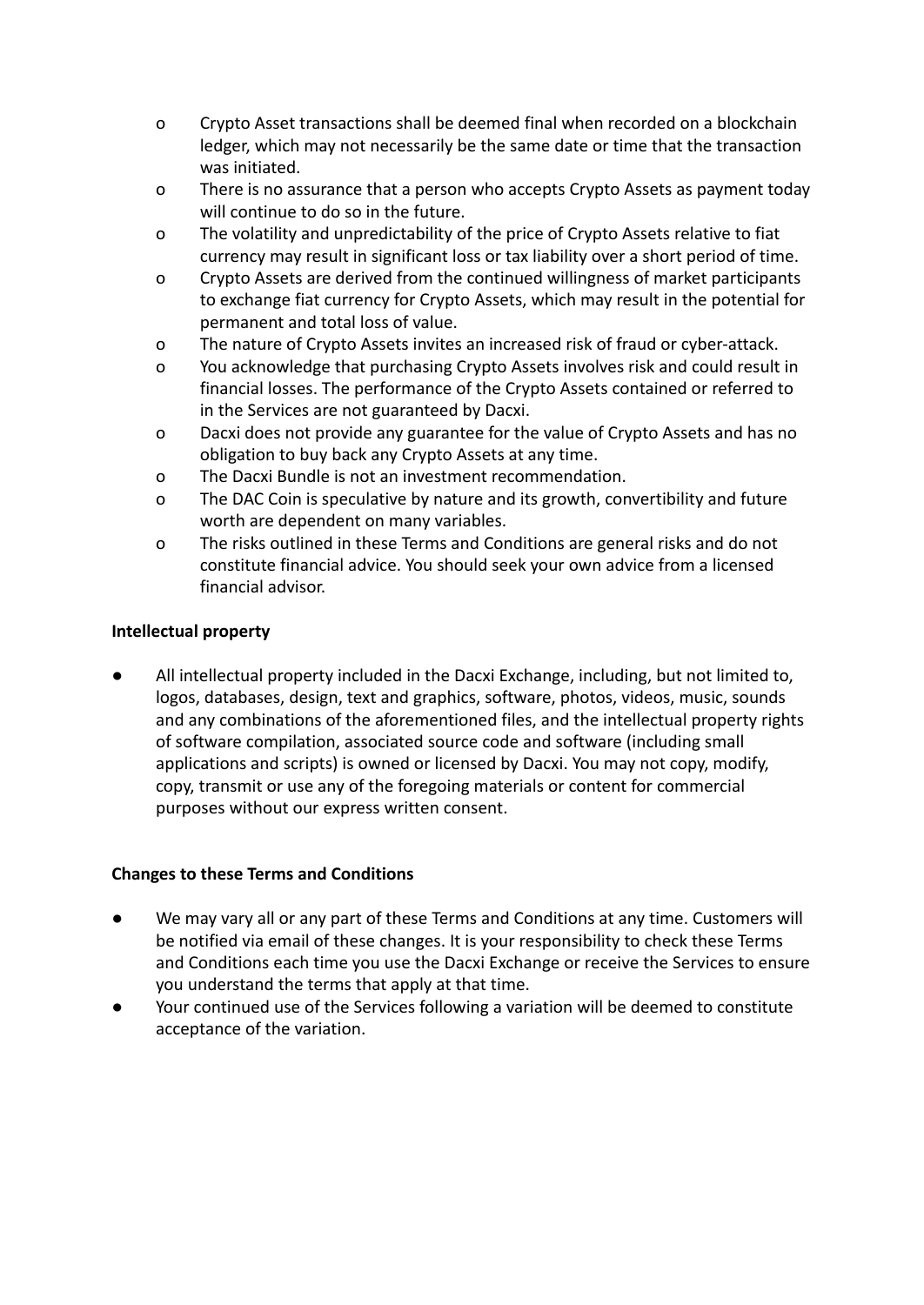- Crypto Asset transactions shall be deemed final when recorded on a blockchain ledger, which may not necessarily be the same date or time that the transaction was initiated.
- There is no assurance that a person who accepts Crypto Assets as payment today will continue to do so in the future.
- The volatility and unpredictability of the price of Crypto Assets relative to fiat currency may result in significant loss or tax liability over a short period of time.
- Crypto Assets are derived from the continued willingness of market participants to exchange fiat currency for Crypto Assets, which may result in the potential for permanent and total loss of value.
- The nature of Crypto Assets invites an increased risk of fraud or cyber-attack.
- You acknowledge that purchasing Crypto Assets involves risk and could result in financial losses. The performance of the Crypto Assets contained or referred to in the Services are not guaranteed by Dacxi.
- Dacxi does not provide any guarantee for the value of Crypto Assets and has no obligation to buy back any Crypto Assets at any time.
- The Dacxi Bundle is not an investment recommendation.
- The DAC Coin is speculative by nature and its growth, convertibility and future worth are dependent on many variables.
- The risks outlined in these Terms and Conditions are general risks and do not constitute financial advice. You should seek your own advice from a licensed financial advisor.

**Intellectual property**

- All intellectual property included in the Dacxi Exchange, including, but not limited to, logos, databases, design, text and graphics, software, photos, videos, music, sounds and any combinations of the aforementioned files, and the intellectual property rights of software compilation, associated source code and software (including small applications and scripts) is owned or licensed by Dacxi. You may not copy, modify, copy, transmit or use any of the foregoing materials or content for commercial purposes without our express written consent.

**Changes to these Terms and Conditions**

- We may vary all or any part of these Terms and Conditions at any time. Customers will be notified via email of these changes. It is your responsibility to check these Terms and Conditions each time you use the Dacxi Exchange or receive the Services to ensure you understand the terms that apply at that time.
- Your continued use of the Services following a variation will be deemed to constitute acceptance of the variation.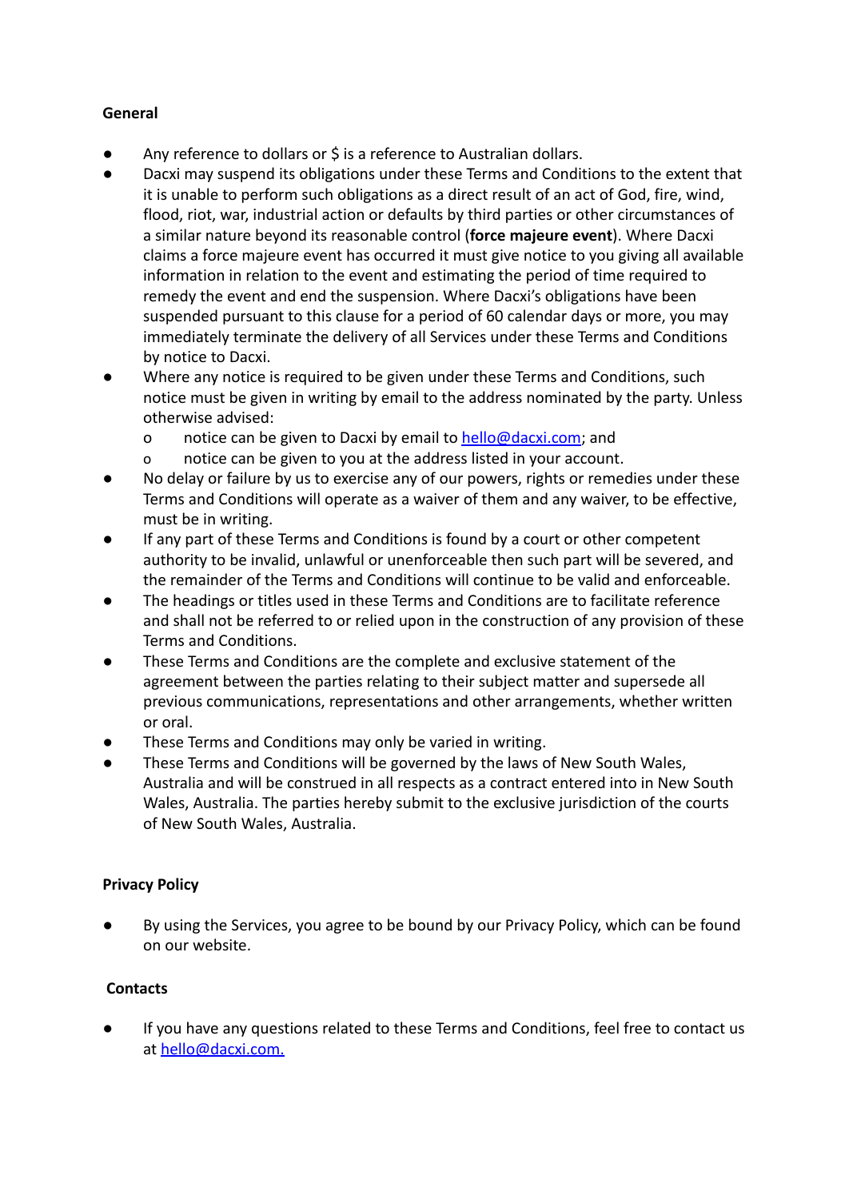**General**

- Any reference to dollars or $ is a reference to Australian dollars.
- Dacxi may suspend its obligations under these Terms and Conditions to the extent that it is unable to perform such obligations as a direct result of an act of God, fire, wind, flood, riot, war, industrial action or defaults by third parties or other circumstances of a similar nature beyond its reasonable control (**force majeure event**). Where Dacxi claims a force majeure event has occurred it must give notice to you giving all available information in relation to the event and estimating the period of time required to remedy the event and end the suspension. Where Dacxi's obligations have been suspended pursuant to this clause for a period of 60 calendar days or more, you may immediately terminate the delivery of all Services under these Terms and Conditions by notice to Dacxi.
- Where any notice is required to be given under these Terms and Conditions, such notice must be given in writing by email to the address nominated by the party. Unless otherwise advised:
    - o notice can be given to Dacxi by email to hello@dacxi.com; and
    - o notice can be given to you at the address listed in your account.
- No delay or failure by us to exercise any of our powers, rights or remedies under these Terms and Conditions will operate as a waiver of them and any waiver, to be effective, must be in writing.
- If any part of these Terms and Conditions is found by a court or other competent authority to be invalid, unlawful or unenforceable then such part will be severed, and the remainder of the Terms and Conditions will continue to be valid and enforceable.
- The headings or titles used in these Terms and Conditions are to facilitate reference and shall not be referred to or relied upon in the construction of any provision of these Terms and Conditions.
- These Terms and Conditions are the complete and exclusive statement of the agreement between the parties relating to their subject matter and supersede all previous communications, representations and other arrangements, whether written or oral.
- These Terms and Conditions may only be varied in writing.
- These Terms and Conditions will be governed by the laws of New South Wales, Australia and will be construed in all respects as a contract entered into in New South Wales, Australia. The parties hereby submit to the exclusive jurisdiction of the courts of New South Wales, Australia.

**Privacy Policy**

- By using the Services, you agree to be bound by our Privacy Policy, which can be found on our website.

**Contacts**

- If you have any questions related to these Terms and Conditions, feel free to contact us at hello@dacxi.com.